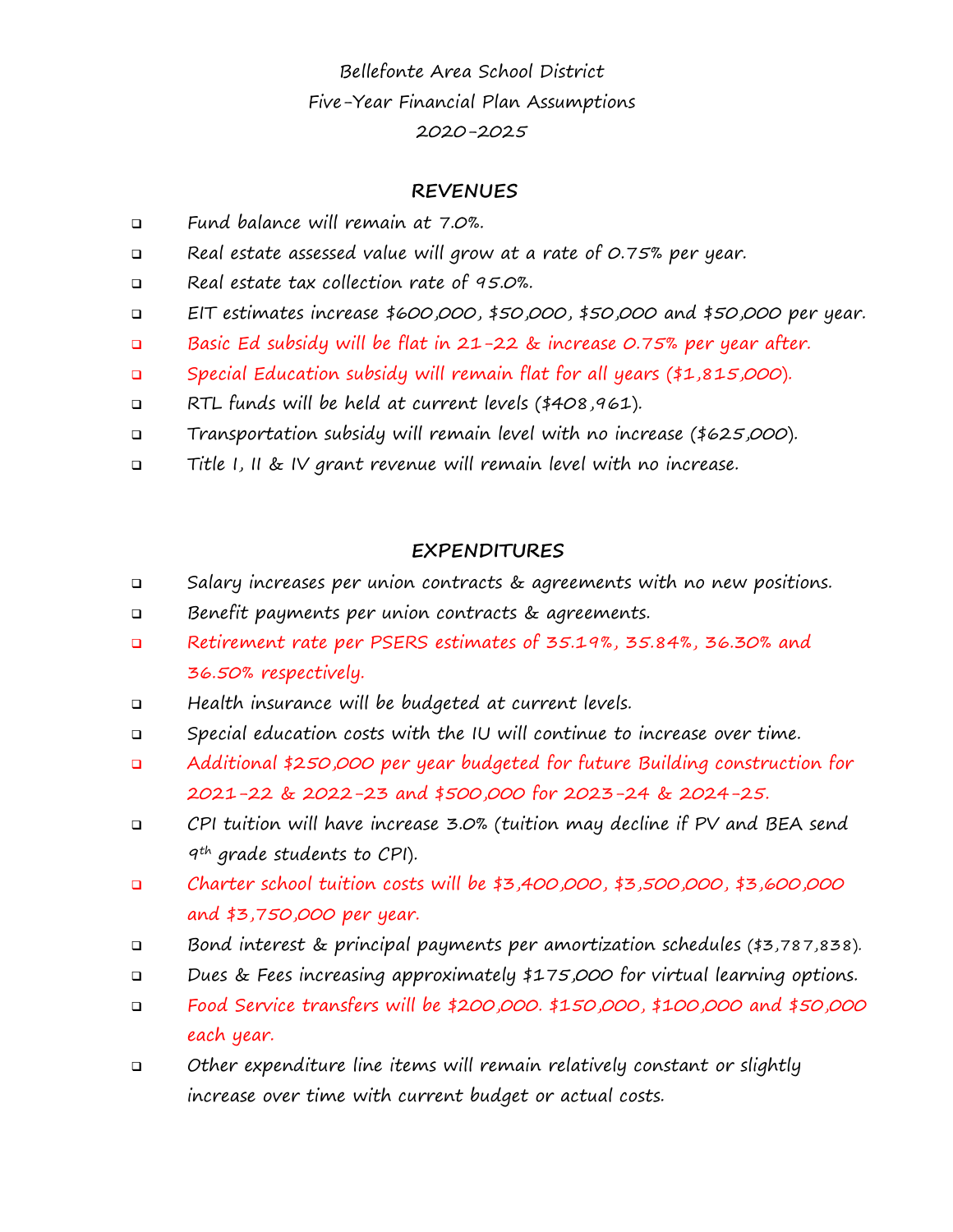# Bellefonte Area School District
## Five-Year Financial Plan Assumptions
## 2020-2025

### REVENUES

- Fund balance will remain at 7.0%.
- Real estate assessed value will grow at a rate of 0.75% per year.
- Real estate tax collection rate of 95.0%.
- EIT estimates increase $600,000, $50,000, $50,000 and $50,000 per year.
- Basic Ed subsidy will be flat in 21-22 & increase 0.75% per year after.
- Special Education subsidy will remain flat for all years ($1,815,000).
- RTL funds will be held at current levels ($408,961).
- Transportation subsidy will remain level with no increase ($625,000).
- Title I, II & IV grant revenue will remain level with no increase.

### EXPENDITURES

- Salary increases per union contracts & agreements with no new positions.
- Benefit payments per union contracts & agreements.
- Retirement rate per PSERS estimates of 35.19%, 35.84%, 36.30% and 36.50% respectively.
- Health insurance will be budgeted at current levels.
- Special education costs with the IU will continue to increase over time.
- Additional $250,000 per year budgeted for future Building construction for 2021-22 & 2022-23 and $500,000 for 2023-24 & 2024-25.
- CPI tuition will have increase 3.0% (tuition may decline if PV and BEA send 9th grade students to CPI).
- Charter school tuition costs will be $3,400,000, $3,500,000, $3,600,000 and $3,750,000 per year.
- Bond interest & principal payments per amortization schedules ($3,787,838).
- Dues & Fees increasing approximately $175,000 for virtual learning options.
- Food Service transfers will be $200,000. $150,000, $100,000 and $50,000 each year.
- Other expenditure line items will remain relatively constant or slightly increase over time with current budget or actual costs.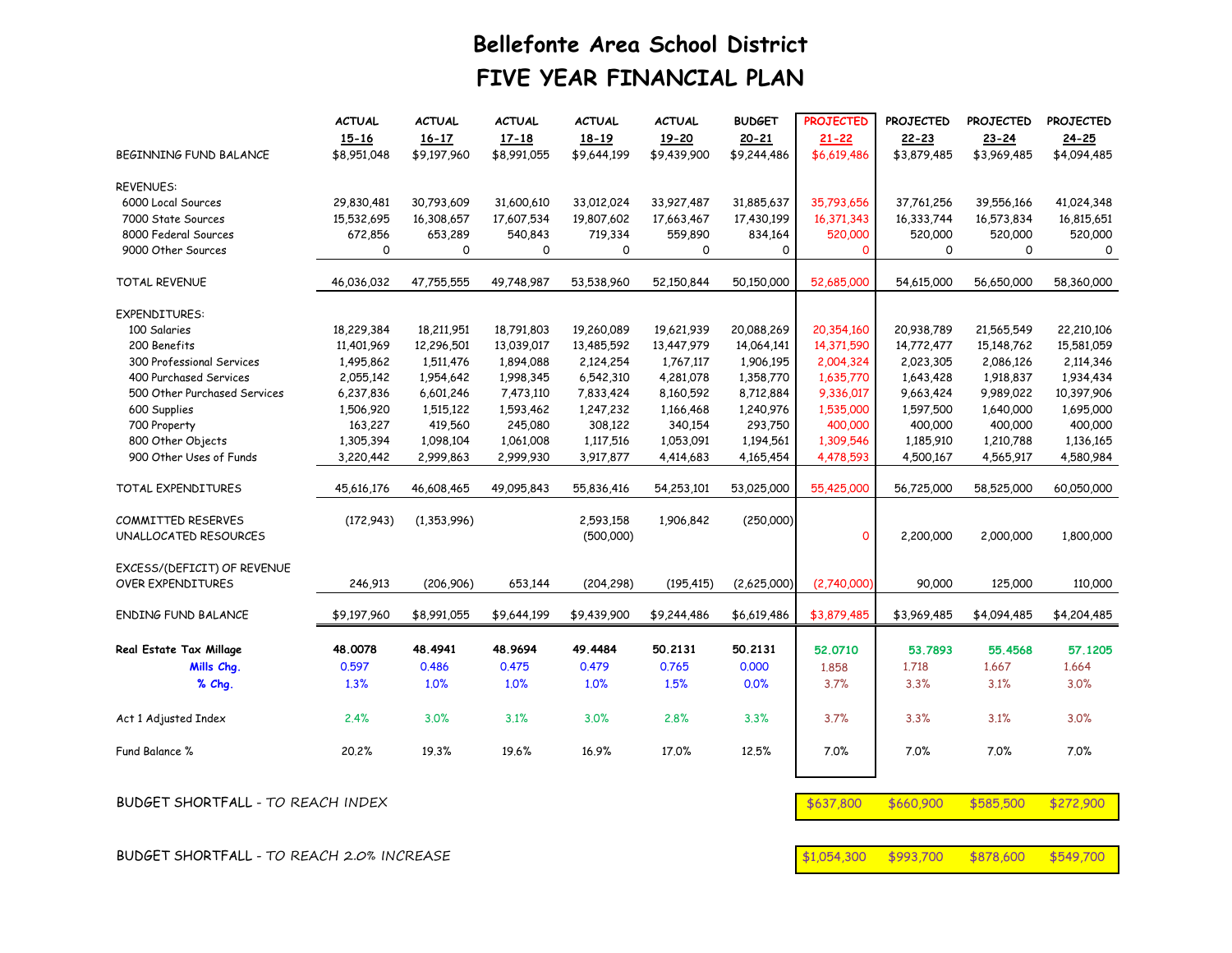# Bellefonte Area School District

## FIVE YEAR FINANCIAL PLAN

| | ACTUAL 15-16 | ACTUAL 16-17 | ACTUAL 17-18 | ACTUAL 18-19 | ACTUAL 19-20 | BUDGET 20-21 | PROJECTED 21-22 | PROJECTED 22-23 | PROJECTED 23-24 | PROJECTED 24-25 |
|---|---|---|---|---|---|---|---|---|---|---|
| BEGINNING FUND BALANCE | $8,951,048 | $9,197,960 | $8,991,055 | $9,644,199 | $9,439,900 | $9,244,486 | $6,619,486 | $3,879,485 | $3,969,485 | $4,094,485 |
| REVENUES: | | | | | | | | | | |
| 6000 Local Sources | 29,830,481 | 30,793,609 | 31,600,610 | 33,012,024 | 33,927,487 | 31,885,637 | 35,793,656 | 37,761,256 | 39,556,166 | 41,024,348 |
| 7000 State Sources | 15,532,695 | 16,308,657 | 17,607,534 | 19,807,602 | 17,663,467 | 17,430,199 | 16,371,343 | 16,333,744 | 16,573,834 | 16,815,651 |
| 8000 Federal Sources | 672,856 | 653,289 | 540,843 | 719,334 | 559,890 | 834,164 | 520,000 | 520,000 | 520,000 | 520,000 |
| 9000 Other Sources | 0 | 0 | 0 | 0 | 0 | 0 | 0 | 0 | 0 | 0 |
| TOTAL REVENUE | 46,036,032 | 47,755,555 | 49,748,987 | 53,538,960 | 52,150,844 | 50,150,000 | 52,685,000 | 54,615,000 | 56,650,000 | 58,360,000 |
| EXPENDITURES: | | | | | | | | | | |
| 100 Salaries | 18,229,384 | 18,211,951 | 18,791,803 | 19,260,089 | 19,621,939 | 20,088,269 | 20,354,160 | 20,938,789 | 21,565,549 | 22,210,106 |
| 200 Benefits | 11,401,969 | 12,296,501 | 13,039,017 | 13,485,592 | 13,447,979 | 14,064,141 | 14,371,590 | 14,772,477 | 15,148,762 | 15,581,059 |
| 300 Professional Services | 1,495,862 | 1,511,476 | 1,894,088 | 2,124,254 | 1,767,117 | 1,906,195 | 2,004,324 | 2,023,305 | 2,086,126 | 2,114,346 |
| 400 Purchased Services | 2,055,142 | 1,954,642 | 1,998,345 | 6,542,310 | 4,281,078 | 1,358,770 | 1,635,770 | 1,643,428 | 1,918,837 | 1,934,434 |
| 500 Other Purchased Services | 6,237,836 | 6,601,246 | 7,473,110 | 7,833,424 | 8,160,592 | 8,712,884 | 9,336,017 | 9,663,424 | 9,989,022 | 10,397,906 |
| 600 Supplies | 1,506,920 | 1,515,122 | 1,593,462 | 1,247,232 | 1,166,468 | 1,240,976 | 1,535,000 | 1,597,500 | 1,640,000 | 1,695,000 |
| 700 Property | 163,227 | 419,560 | 245,080 | 308,122 | 340,154 | 293,750 | 400,000 | 400,000 | 400,000 | 400,000 |
| 800 Other Objects | 1,305,394 | 1,098,104 | 1,061,008 | 1,117,516 | 1,053,091 | 1,194,561 | 1,309,546 | 1,185,910 | 1,210,788 | 1,136,165 |
| 900 Other Uses of Funds | 3,220,442 | 2,999,863 | 2,999,930 | 3,917,877 | 4,414,683 | 4,165,454 | 4,478,593 | 4,500,167 | 4,565,917 | 4,580,984 |
| TOTAL EXPENDITURES | 45,616,176 | 46,608,465 | 49,095,843 | 55,836,416 | 54,253,101 | 53,025,000 | 55,425,000 | 56,725,000 | 58,525,000 | 60,050,000 |
| COMMITTED RESERVES | (172,943) | (1,353,996) | | 2,593,158 | 1,906,842 | (250,000) | | | | |
| UNALLOCATED RESOURCES | | | | (500,000) | | | 0 | 2,200,000 | 2,000,000 | 1,800,000 |
| EXCESS/(DEFICIT) OF REVENUE OVER EXPENDITURES | 246,913 | (206,906) | 653,144 | (204,298) | (195,415) | (2,625,000) | (2,740,000) | 90,000 | 125,000 | 110,000 |
| ENDING FUND BALANCE | $9,197,960 | $8,991,055 | $9,644,199 | $9,439,900 | $9,244,486 | $6,619,486 | $3,879,485 | $3,969,485 | $4,094,485 | $4,204,485 |
| **Real Estate Tax Millage** | **48.0078** | **48.4941** | **48.9694** | **49.4484** | **50.2131** | **50.2131** | **52.0710** | **53.7893** | **55.4568** | **57.1205** |
| **Mills Chg.** | 0.597 | 0.486 | 0.475 | 0.479 | 0.765 | 0.000 | 1.858 | 1.718 | 1.667 | 1.664 |
| **% Chg.** | 1.3% | 1.0% | 1.0% | 1.0% | 1.5% | 0.0% | 3.7% | 3.3% | 3.1% | 3.0% |
| Act 1 Adjusted Index | 2.4% | 3.0% | 3.1% | 3.0% | 2.8% | 3.3% | 3.7% | 3.3% | 3.1% | 3.0% |
| Fund Balance % | 20.2% | 19.3% | 19.6% | 16.9% | 17.0% | 12.5% | 7.0% | 7.0% | 7.0% | 7.0% |

| | 21-22 | 22-23 | 23-24 | 24-25 |
|---|---|---|---|---|
| BUDGET SHORTFALL - *TO REACH INDEX* | $637,800 | $660,900 | $585,500 | $272,900 |
| BUDGET SHORTFALL - *TO REACH 2.0% INCREASE* | $1,054,300 | $993,700 | $878,600 | $549,700 |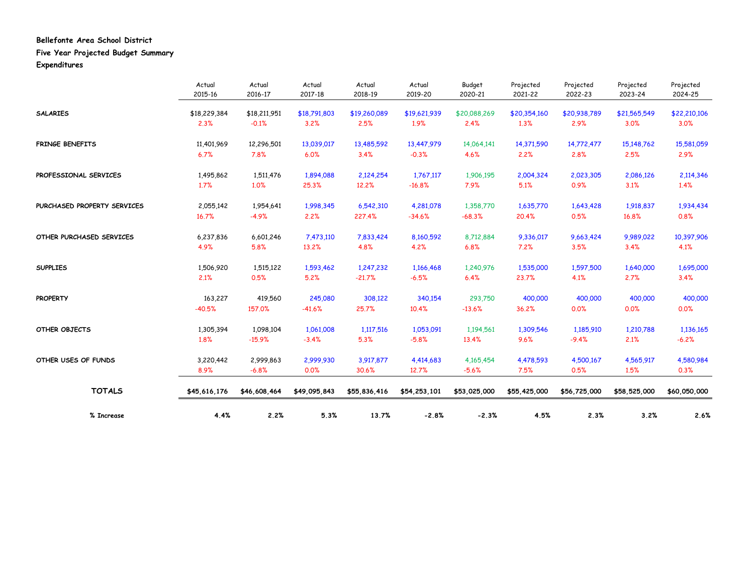**Bellefonte Area School District**

**Five Year Projected Budget Summary**

**Expenditures**

| | Actual 2015-16 | Actual 2016-17 | Actual 2017-18 | Actual 2018-19 | Actual 2019-20 | Budget 2020-21 | Projected 2021-22 | Projected 2022-23 | Projected 2023-24 | Projected 2024-25 |
|---|---|---|---|---|---|---|---|---|---|---|
| **SALARIES** | $18,229,384 | $18,211,951 | $18,791,803 | $19,260,089 | $19,621,939 | $20,088,269 | $20,354,160 | $20,938,789 | $21,565,549 | $22,210,106 |
| | 2.3% | -0.1% | 3.2% | 2.5% | 1.9% | 2.4% | 1.3% | 2.9% | 3.0% | 3.0% |
| **FRINGE BENEFITS** | 11,401,969 | 12,296,501 | 13,039,017 | 13,485,592 | 13,447,979 | 14,064,141 | 14,371,590 | 14,772,477 | 15,148,762 | 15,581,059 |
| | 6.7% | 7.8% | 6.0% | 3.4% | -0.3% | 4.6% | 2.2% | 2.8% | 2.5% | 2.9% |
| **PROFESSIONAL SERVICES** | 1,495,862 | 1,511,476 | 1,894,088 | 2,124,254 | 1,767,117 | 1,906,195 | 2,004,324 | 2,023,305 | 2,086,126 | 2,114,346 |
| | 1.7% | 1.0% | 25.3% | 12.2% | -16.8% | 7.9% | 5.1% | 0.9% | 3.1% | 1.4% |
| **PURCHASED PROPERTY SERVICES** | 2,055,142 | 1,954,641 | 1,998,345 | 6,542,310 | 4,281,078 | 1,358,770 | 1,635,770 | 1,643,428 | 1,918,837 | 1,934,434 |
| | 16.7% | -4.9% | 2.2% | 227.4% | -34.6% | -68.3% | 20.4% | 0.5% | 16.8% | 0.8% |
| **OTHER PURCHASED SERVICES** | 6,237,836 | 6,601,246 | 7,473,110 | 7,833,424 | 8,160,592 | 8,712,884 | 9,336,017 | 9,663,424 | 9,989,022 | 10,397,906 |
| | 4.9% | 5.8% | 13.2% | 4.8% | 4.2% | 6.8% | 7.2% | 3.5% | 3.4% | 4.1% |
| **SUPPLIES** | 1,506,920 | 1,515,122 | 1,593,462 | 1,247,232 | 1,166,468 | 1,240,976 | 1,535,000 | 1,597,500 | 1,640,000 | 1,695,000 |
| | 2.1% | 0.5% | 5.2% | -21.7% | -6.5% | 6.4% | 23.7% | 4.1% | 2.7% | 3.4% |
| **PROPERTY** | 163,227 | 419,560 | 245,080 | 308,122 | 340,154 | 293,750 | 400,000 | 400,000 | 400,000 | 400,000 |
| | -40.5% | 157.0% | -41.6% | 25.7% | 10.4% | -13.6% | 36.2% | 0.0% | 0.0% | 0.0% |
| **OTHER OBJECTS** | 1,305,394 | 1,098,104 | 1,061,008 | 1,117,516 | 1,053,091 | 1,194,561 | 1,309,546 | 1,185,910 | 1,210,788 | 1,136,165 |
| | 1.8% | -15.9% | -3.4% | 5.3% | -5.8% | 13.4% | 9.6% | -9.4% | 2.1% | -6.2% |
| **OTHER USES OF FUNDS** | 3,220,442 | 2,999,863 | 2,999,930 | 3,917,877 | 4,414,683 | 4,165,454 | 4,478,593 | 4,500,167 | 4,565,917 | 4,580,984 |
| | 8.9% | -6.8% | 0.0% | 30.6% | 12.7% | -5.6% | 7.5% | 0.5% | 1.5% | 0.3% |
| **TOTALS** | **$45,616,176** | **$46,608,464** | **$49,095,843** | **$55,836,416** | **$54,253,101** | **$53,025,000** | **$55,425,000** | **$56,725,000** | **$58,525,000** | **$60,050,000** |
| **% Increase** | **4.4%** | **2.2%** | **5.3%** | **13.7%** | **-2.8%** | **-2.3%** | **4.5%** | **2.3%** | **3.2%** | **2.6%** |